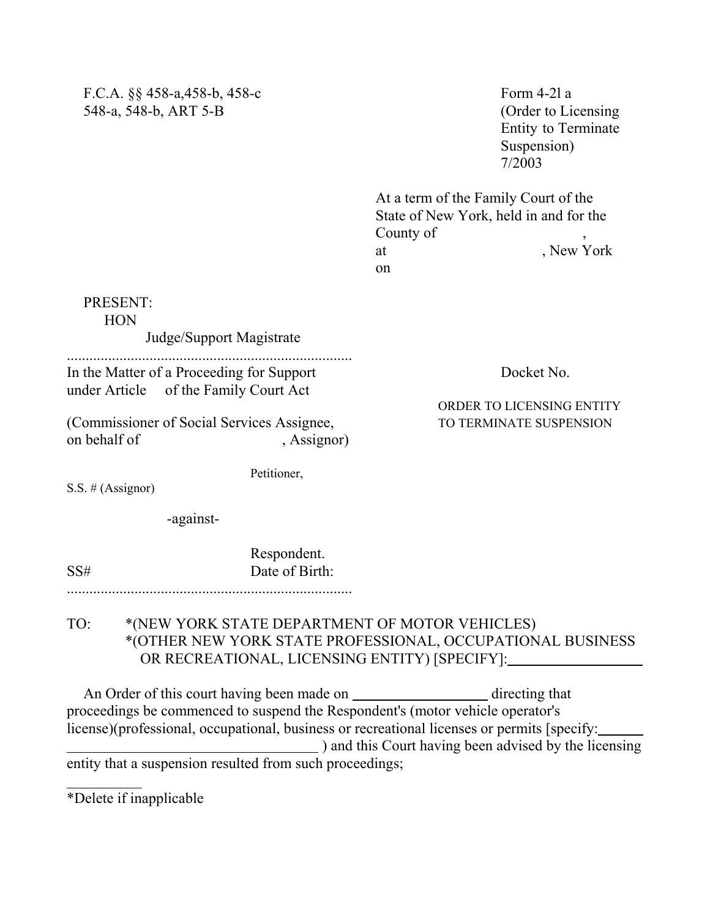F.C.A. §§ 458-a,458-b, 458-c
548-a, 548-b, ART 5-B

Form 4-2l a
(Order to Licensing Entity to Terminate Suspension)
7/2003

At a term of the Family Court of the State of New York, held in and for the County of ,
at , New York
on

PRESENT:
HON
Judge/Support Magistrate

.............................................................................

In the Matter of a Proceeding for Support under Article of the Family Court Act

(Commissioner of Social Services Assignee, on behalf of , Assignor)

Petitioner,

S.S. # (Assignor)

-against-

Respondent.

SS# Date of Birth:

.............................................................................

Docket No.

ORDER TO LICENSING ENTITY TO TERMINATE SUSPENSION

TO: *(NEW YORK STATE DEPARTMENT OF MOTOR VEHICLES)
*(OTHER NEW YORK STATE PROFESSIONAL, OCCUPATIONAL BUSINESS OR RECREATIONAL, LICENSING ENTITY) [SPECIFY]:___________________

An Order of this court having been made on ___________________ directing that proceedings be commenced to suspend the Respondent's (motor vehicle operator's license)(professional, occupational, business or recreational licenses or permits [specify:______ __________________________________ ) and this Court having been advised by the licensing entity that a suspension resulted from such proceedings;

__________

*Delete if inapplicable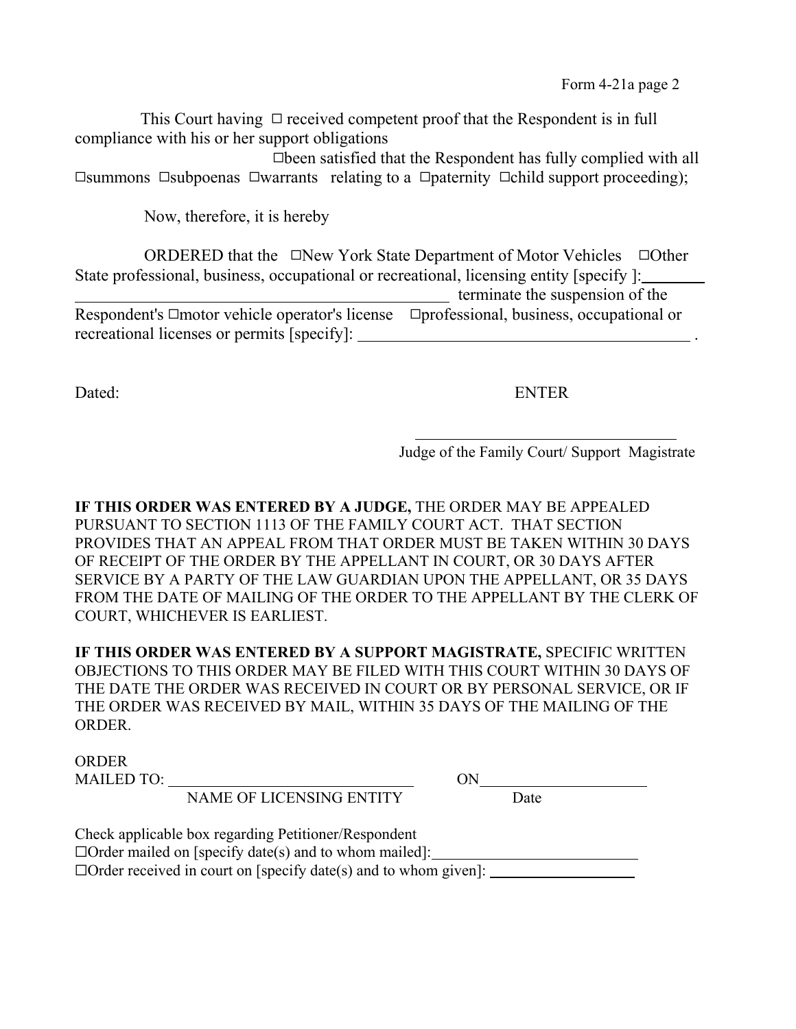Form 4-21a page 2

This Court having ☐ received competent proof that the Respondent is in full compliance with his or her support obligations

☐been satisfied that the Respondent has fully complied with all ☐summons ☐subpoenas ☐warrants relating to a ☐paternity ☐child support proceeding);

Now, therefore, it is hereby

ORDERED that the ☐New York State Department of Motor Vehicles ☐Other State professional, business, occupational or recreational, licensing entity [specify ]:________ ______________________________________________ terminate the suspension of the Respondent's ☐motor vehicle operator's license ☐professional, business, occupational or recreational licenses or permits [specify]: ________________________________________ .

Dated: ENTER

_________________________________
Judge of the Family Court/ Support Magistrate

**IF THIS ORDER WAS ENTERED BY A JUDGE,** THE ORDER MAY BE APPEALED PURSUANT TO SECTION 1113 OF THE FAMILY COURT ACT. THAT SECTION PROVIDES THAT AN APPEAL FROM THAT ORDER MUST BE TAKEN WITHIN 30 DAYS OF RECEIPT OF THE ORDER BY THE APPELLANT IN COURT, OR 30 DAYS AFTER SERVICE BY A PARTY OF THE LAW GUARDIAN UPON THE APPELLANT, OR 35 DAYS FROM THE DATE OF MAILING OF THE ORDER TO THE APPELLANT BY THE CLERK OF COURT, WHICHEVER IS EARLIEST.

**IF THIS ORDER WAS ENTERED BY A SUPPORT MAGISTRATE,** SPECIFIC WRITTEN OBJECTIONS TO THIS ORDER MAY BE FILED WITH THIS COURT WITHIN 30 DAYS OF THE DATE THE ORDER WAS RECEIVED IN COURT OR BY PERSONAL SERVICE, OR IF THE ORDER WAS RECEIVED BY MAIL, WITHIN 35 DAYS OF THE MAILING OF THE ORDER.

ORDER
MAILED TO: ______________________________ ON____________________
NAME OF LICENSING ENTITY Date

Check applicable box regarding Petitioner/Respondent
☐Order mailed on [specify date(s) and to whom mailed]:__________________________
☐Order received in court on [specify date(s) and to whom given]: ___________________